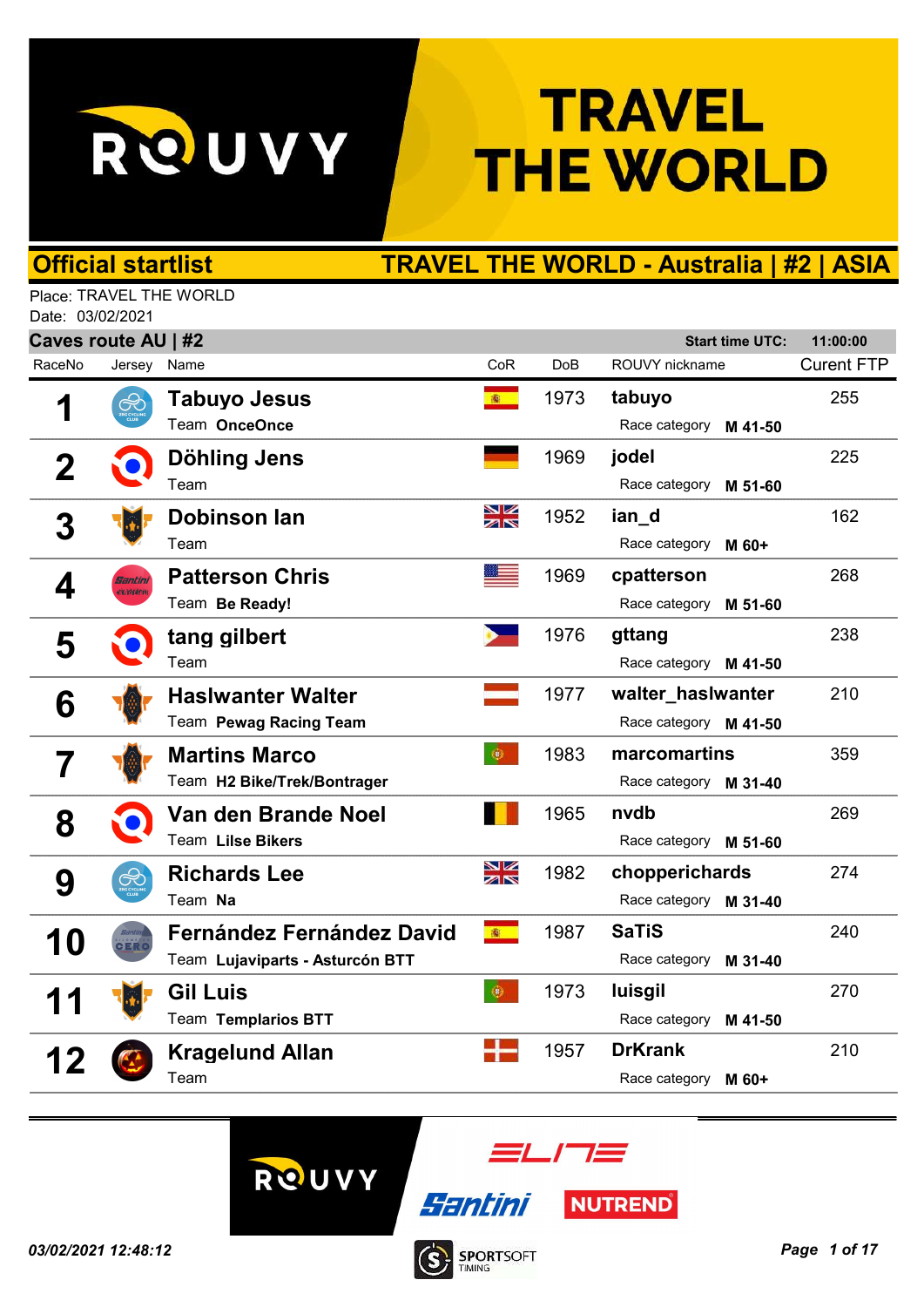# TRAVEL THE WORLD

## Official startlist

## TRAVEL THE WORLD - Australia | #2 | ASIA

Place: TRAVEL THE WORLD
Date: 03/02/2021

### Caves route AU | #2

Start time UTC: 11:00:00

| RaceNo | Jersey | Name | CoR | DoB | ROUVY nickname | Curent FTP |
|---|---|---|---|---|---|---|
| 1 | | Tabuyo Jesus<br>Team OnceOnce | | 1973 | tabuyo<br>Race category M 41-50 | 255 |
| 2 | | Döhling Jens<br>Team | | 1969 | jodel<br>Race category M 51-60 | 225 |
| 3 | | Dobinson Ian<br>Team | | 1952 | ian_d<br>Race category M 60+ | 162 |
| 4 | | Patterson Chris<br>Team Be Ready! | | 1969 | cpatterson<br>Race category M 51-60 | 268 |
| 5 | | tang gilbert<br>Team | | 1976 | gttang<br>Race category M 41-50 | 238 |
| 6 | | Haslwanter Walter<br>Team Pewag Racing Team | | 1977 | walter_haslwanter<br>Race category M 41-50 | 210 |
| 7 | | Martins Marco<br>Team H2 Bike/Trek/Bontrager | | 1983 | marcomartins<br>Race category M 31-40 | 359 |
| 8 | | Van den Brande Noel<br>Team Lilse Bikers | | 1965 | nvdb<br>Race category M 51-60 | 269 |
| 9 | | Richards Lee<br>Team Na | | 1982 | chopperichards<br>Race category M 31-40 | 274 |
| 10 | | Fernández Fernández David<br>Team Lujaviparts - Asturcón BTT | | 1987 | SaTiS<br>Race category M 31-40 | 240 |
| 11 | | Gil Luis<br>Team Templarios BTT | | 1973 | luisgil<br>Race category M 41-50 | 270 |
| 12 | | Kragelund Allan<br>Team | | 1957 | DrKrank<br>Race category M 60+ | 210 |

*03/02/2021 12:48:12*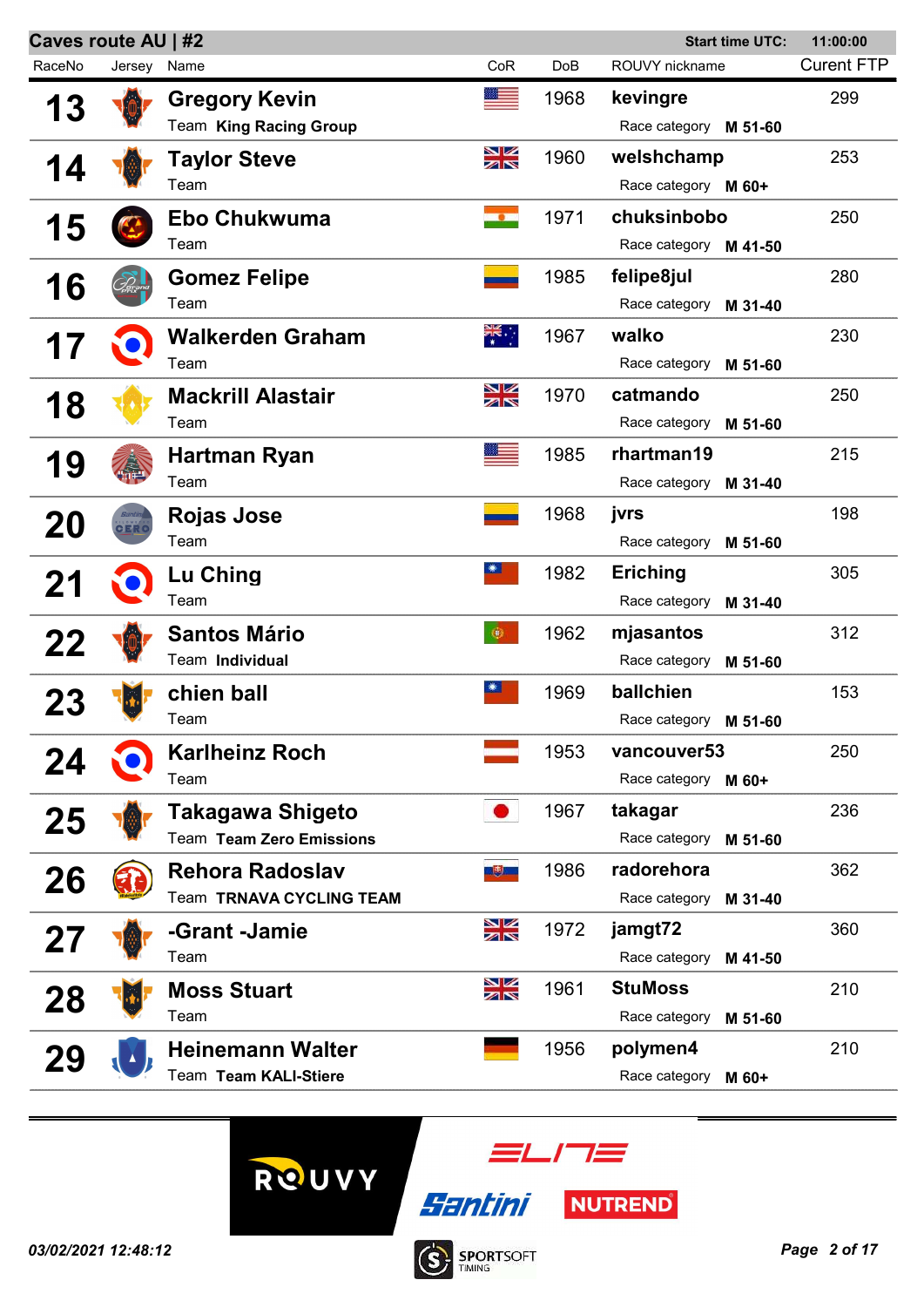**Caves route AU | #2** — Start time UTC: 11:00:00

| RaceNo | Jersey | Name | CoR | DoB | ROUVY nickname | Curent FTP |
|---|---|---|---|---|---|---|
| 13 | | **Gregory Kevin**<br>Team **King Racing Group** | | 1968 | **kevingre**<br>Race category **M 51-60** | 299 |
| 14 | | **Taylor Steve**<br>Team | | 1960 | **welshchamp**<br>Race category **M 60+** | 253 |
| 15 | | **Ebo Chukwuma**<br>Team | | 1971 | **chuksinbobo**<br>Race category **M 41-50** | 250 |
| 16 | | **Gomez Felipe**<br>Team | | 1985 | **felipe8jul**<br>Race category **M 31-40** | 280 |
| 17 | | **Walkerden Graham**<br>Team | | 1967 | **walko**<br>Race category **M 51-60** | 230 |
| 18 | | **Mackrill Alastair**<br>Team | | 1970 | **catmando**<br>Race category **M 51-60** | 250 |
| 19 | | **Hartman Ryan**<br>Team | | 1985 | **rhartman19**<br>Race category **M 31-40** | 215 |
| 20 | | **Rojas Jose**<br>Team | | 1968 | **jvrs**<br>Race category **M 51-60** | 198 |
| 21 | | **Lu Ching**<br>Team | | 1982 | **Eriching**<br>Race category **M 31-40** | 305 |
| 22 | | **Santos Mário**<br>Team **Individual** | | 1962 | **mjasantos**<br>Race category **M 51-60** | 312 |
| 23 | | **chien ball**<br>Team | | 1969 | **ballchien**<br>Race category **M 51-60** | 153 |
| 24 | | **Karlheinz Roch**<br>Team | | 1953 | **vancouver53**<br>Race category **M 60+** | 250 |
| 25 | | **Takagawa Shigeto**<br>Team **Team Zero Emissions** | | 1967 | **takagar**<br>Race category **M 51-60** | 236 |
| 26 | | **Rehora Radoslav**<br>Team **TRNAVA CYCLING TEAM** | | 1986 | **radorehora**<br>Race category **M 31-40** | 362 |
| 27 | | **-Grant -Jamie**<br>Team | | 1972 | **jamgt72**<br>Race category **M 41-50** | 360 |
| 28 | | **Moss Stuart**<br>Team | | 1961 | **StuMoss**<br>Race category **M 51-60** | 210 |
| 29 | | **Heinemann Walter**<br>Team **Team KALI-Stiere** | | 1956 | **polymen4**<br>Race category **M 60+** | 210 |

*03/02/2021 12:48:12*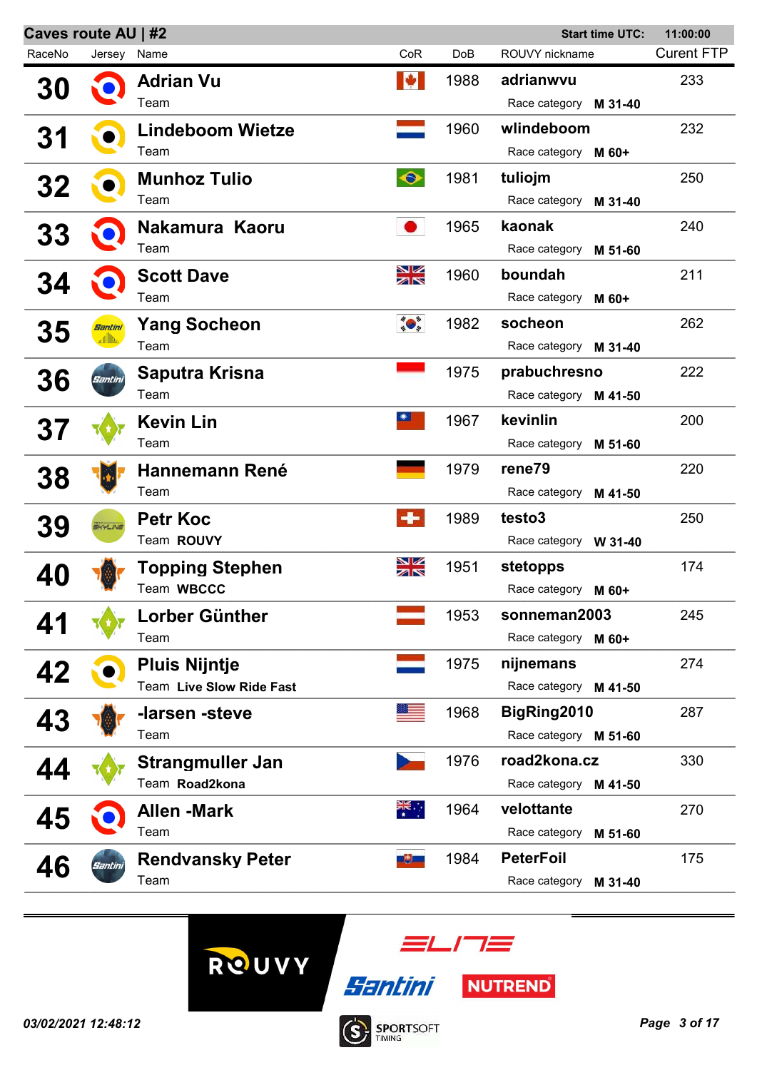## Caves route AU | #2

**Start time UTC:** 11:00:00

| RaceNo | Jersey | Name | CoR | DoB | ROUVY nickname | Curent FTP |
|---|---|---|---|---|---|---|
| **30** | | **Adrian Vu** Team | | 1988 | **adrianwvu** Race category **M 31-40** | 233 |
| **31** | | **Lindeboom Wietze** Team | | 1960 | **wlindeboom** Race category **M 60+** | 232 |
| **32** | | **Munhoz Tulio** Team | | 1981 | **tuliojm** Race category **M 31-40** | 250 |
| **33** | | **Nakamura Kaoru** Team | | 1965 | **kaonak** Race category **M 51-60** | 240 |
| **34** | | **Scott Dave** Team | | 1960 | **boundah** Race category **M 60+** | 211 |
| **35** | | **Yang Socheon** Team | | 1982 | **socheon** Race category **M 31-40** | 262 |
| **36** | | **Saputra Krisna** Team | | 1975 | **prabuchresno** Race category **M 41-50** | 222 |
| **37** | | **Kevin Lin** Team | | 1967 | **kevinlin** Race category **M 51-60** | 200 |
| **38** | | **Hannemann René** Team | | 1979 | **rene79** Race category **M 41-50** | 220 |
| **39** | | **Petr Koc** Team **ROUVY** | | 1989 | **testo3** Race category **W 31-40** | 250 |
| **40** | | **Topping Stephen** Team **WBCCC** | | 1951 | **stetopps** Race category **M 60+** | 174 |
| **41** | | **Lorber Günther** Team | | 1953 | **sonneman2003** Race category **M 60+** | 245 |
| **42** | | **Pluis Nijntje** Team **Live Slow Ride Fast** | | 1975 | **nijnemans** Race category **M 41-50** | 274 |
| **43** | | **-larsen -steve** Team | | 1968 | **BigRing2010** Race category **M 51-60** | 287 |
| **44** | | **Strangmuller Jan** Team **Road2kona** | | 1976 | **road2kona.cz** Race category **M 41-50** | 330 |
| **45** | | **Allen -Mark** Team | | 1964 | **velottante** Race category **M 51-60** | 270 |
| **46** | | **Rendvansky Peter** Team | | 1984 | **PeterFoil** Race category **M 31-40** | 175 |

*03/02/2021 12:48:12*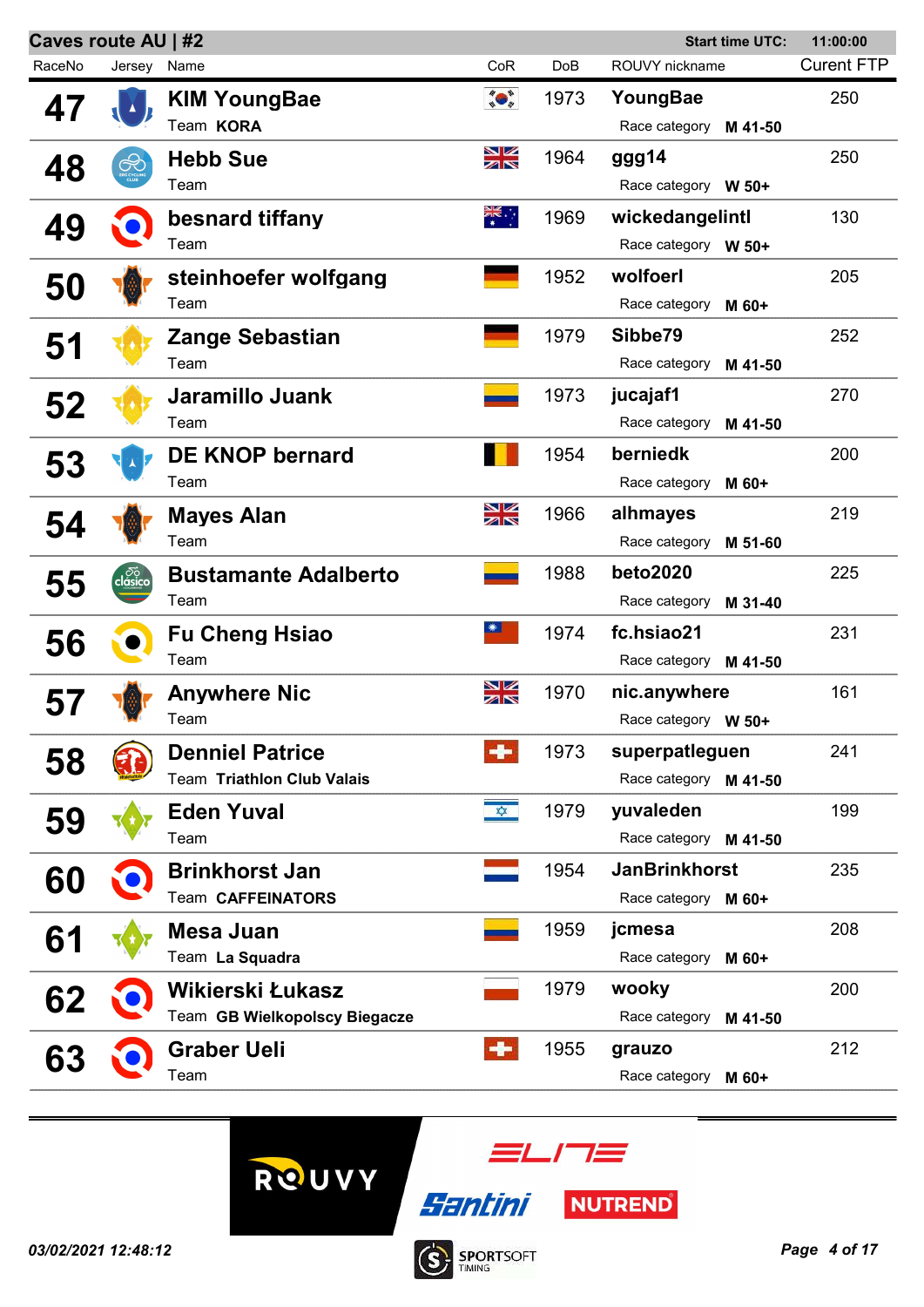**Caves route AU | #2** Start time UTC: 11:00:00

| RaceNo | Jersey | Name | CoR | DoB | ROUVY nickname | Curent FTP |
|---|---|---|---|---|---|---|
| 47 | | **KIM YoungBae** Team **KORA** | | 1973 | **YoungBae** Race category **M 41-50** | 250 |
| 48 | | **Hebb Sue** Team | | 1964 | **ggg14** Race category **W 50+** | 250 |
| 49 | | **besnard tiffany** Team | | 1969 | **wickedangelintl** Race category **W 50+** | 130 |
| 50 | | **steinhoefer wolfgang** Team | | 1952 | **wolfoerl** Race category **M 60+** | 205 |
| 51 | | **Zange Sebastian** Team | | 1979 | **Sibbe79** Race category **M 41-50** | 252 |
| 52 | | **Jaramillo Juank** Team | | 1973 | **jucajaf1** Race category **M 41-50** | 270 |
| 53 | | **DE KNOP bernard** Team | | 1954 | **berniedk** Race category **M 60+** | 200 |
| 54 | | **Mayes Alan** Team | | 1966 | **alhmayes** Race category **M 51-60** | 219 |
| 55 | | **Bustamante Adalberto** Team | | 1988 | **beto2020** Race category **M 31-40** | 225 |
| 56 | | **Fu Cheng Hsiao** Team | | 1974 | **fc.hsiao21** Race category **M 41-50** | 231 |
| 57 | | **Anywhere Nic** Team | | 1970 | **nic.anywhere** Race category **W 50+** | 161 |
| 58 | | **Denniel Patrice** Team **Triathlon Club Valais** | | 1973 | **superpatleguen** Race category **M 41-50** | 241 |
| 59 | | **Eden Yuval** Team | | 1979 | **yuvaleden** Race category **M 41-50** | 199 |
| 60 | | **Brinkhorst Jan** Team **CAFFEINATORS** | | 1954 | **JanBrinkhorst** Race category **M 60+** | 235 |
| 61 | | **Mesa Juan** Team **La Squadra** | | 1959 | **jcmesa** Race category **M 60+** | 208 |
| 62 | | **Wikierski Łukasz** Team **GB Wielkopolscy Biegacze** | | 1979 | **wooky** Race category **M 41-50** | 200 |
| 63 | | **Graber Ueli** Team | | 1955 | **grauzo** Race category **M 60+** | 212 |

*03/02/2021 12:48:12*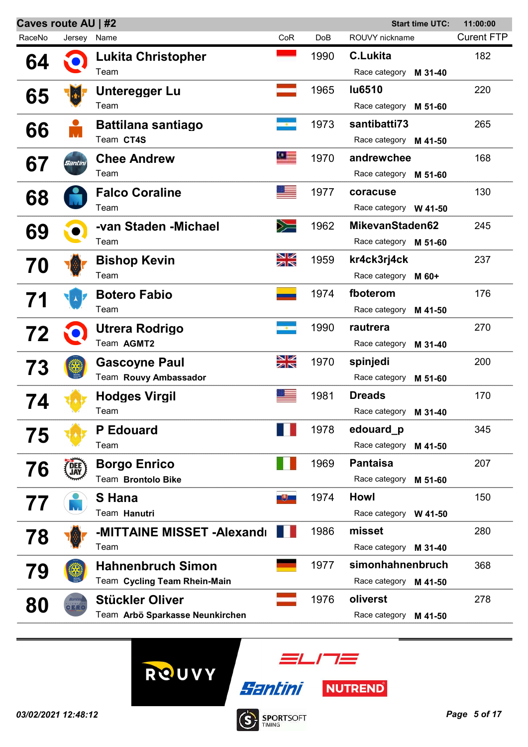## Caves route AU | #2

Start time UTC: 11:00:00

| RaceNo | Jersey | Name | CoR | DoB | ROUVY nickname | Curent FTP |
|---|---|---|---|---|---|---|
| 64 | | Lukita Christopher<br>Team | | 1990 | C.Lukita<br>Race category **M 31-40** | 182 |
| 65 | | Unteregger Lu<br>Team | | 1965 | lu6510<br>Race category **M 51-60** | 220 |
| 66 | | Battilana santiago<br>Team **CT4S** | | 1973 | santibatti73<br>Race category **M 41-50** | 265 |
| 67 | | Chee Andrew<br>Team | | 1970 | andrewchee<br>Race category **M 51-60** | 168 |
| 68 | | Falco Coraline<br>Team | | 1977 | coracuse<br>Race category **W 41-50** | 130 |
| 69 | | -van Staden -Michael<br>Team | | 1962 | MikevanStaden62<br>Race category **M 51-60** | 245 |
| 70 | | Bishop Kevin<br>Team | | 1959 | kr4ck3rj4ck<br>Race category **M 60+** | 237 |
| 71 | | Botero Fabio<br>Team | | 1974 | fboterom<br>Race category **M 41-50** | 176 |
| 72 | | Utrera Rodrigo<br>Team **AGMT2** | | 1990 | rautrera<br>Race category **M 31-40** | 270 |
| 73 | | Gascoyne Paul<br>Team **Rouvy Ambassador** | | 1970 | spinjedi<br>Race category **M 51-60** | 200 |
| 74 | | Hodges Virgil<br>Team | | 1981 | Dreads<br>Race category **M 31-40** | 170 |
| 75 | | P Edouard<br>Team | | 1978 | edouard_p<br>Race category **M 41-50** | 345 |
| 76 | | Borgo Enrico<br>Team **Brontolo Bike** | | 1969 | Pantaisa<br>Race category **M 51-60** | 207 |
| 77 | | S Hana<br>Team **Hanutri** | | 1974 | Howl<br>Race category **W 41-50** | 150 |
| 78 | | -MITTAINE MISSET -Alexandı<br>Team | | 1986 | misset<br>Race category **M 31-40** | 280 |
| 79 | | Hahnenbruch Simon<br>Team **Cycling Team Rhein-Main** | | 1977 | simonhahnenbruch<br>Race category **M 41-50** | 368 |
| 80 | | Stückler Oliver<br>Team **Arbö Sparkasse Neunkirchen** | | 1976 | oliverst<br>Race category **M 41-50** | 278 |

*03/02/2021 12:48:12*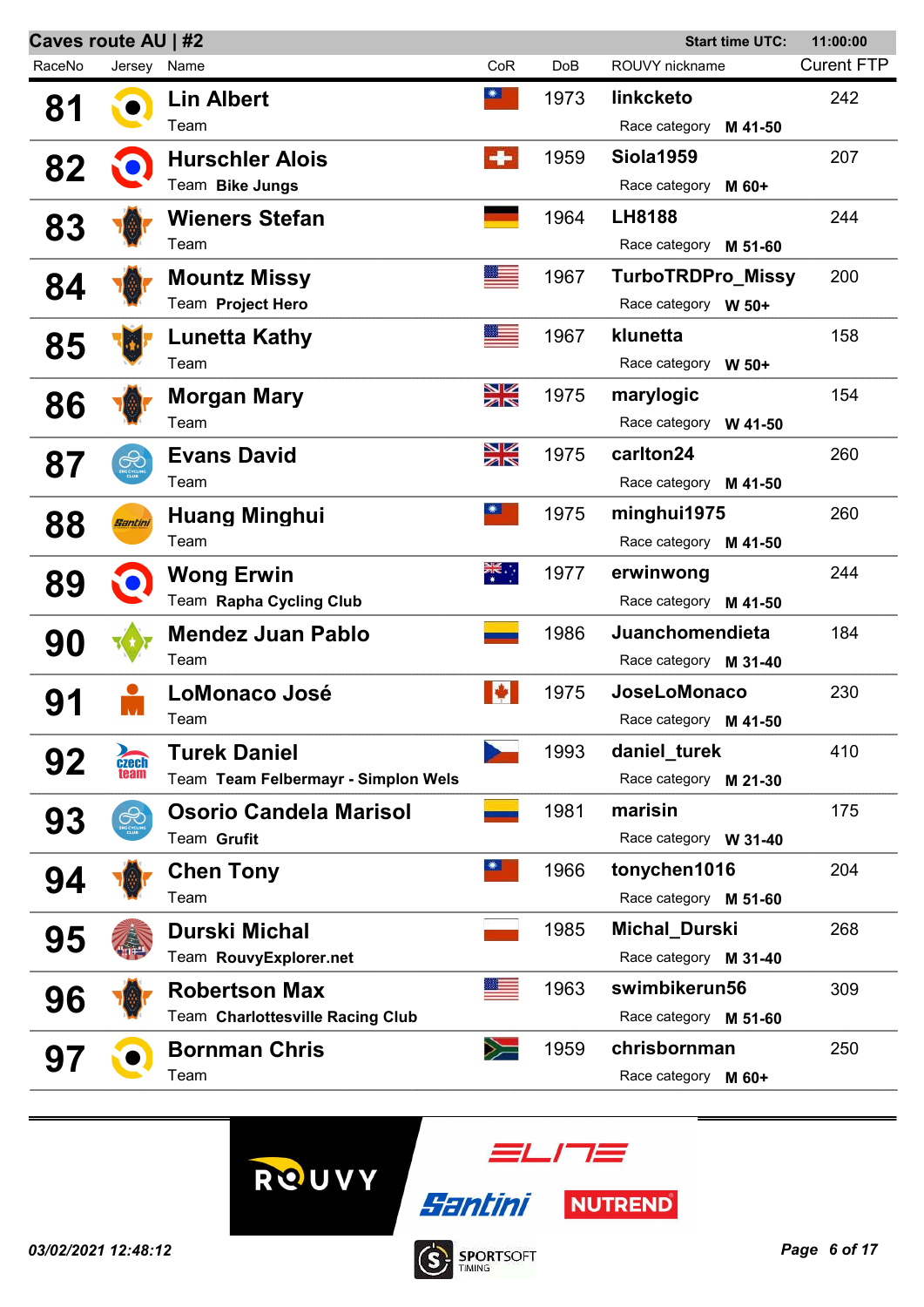**Caves route AU | #2** — Start time UTC: 11:00:00

| RaceNo | Jersey | Name | Team | CoR | DoB | ROUVY nickname | Race category | Curent FTP |
|---|---|---|---|---|---|---|---|---|
| 81 | | Lin Albert | | | 1973 | linkcketo | M 41-50 | 242 |
| 82 | | Hurschler Alois | Bike Jungs | | 1959 | Siola1959 | M 60+ | 207 |
| 83 | | Wieners Stefan | | | 1964 | LH8188 | M 51-60 | 244 |
| 84 | | Mountz Missy | Project Hero | | 1967 | TurboTRDPro_Missy | W 50+ | 200 |
| 85 | | Lunetta Kathy | | | 1967 | klunetta | W 50+ | 158 |
| 86 | | Morgan Mary | | | 1975 | marylogic | W 41-50 | 154 |
| 87 | | Evans David | | | 1975 | carlton24 | M 41-50 | 260 |
| 88 | | Huang Minghui | | | 1975 | minghui1975 | M 41-50 | 260 |
| 89 | | Wong Erwin | Rapha Cycling Club | | 1977 | erwinwong | M 41-50 | 244 |
| 90 | | Mendez Juan Pablo | | | 1986 | Juanchomendieta | M 31-40 | 184 |
| 91 | | LoMonaco José | | | 1975 | JoseLoMonaco | M 41-50 | 230 |
| 92 | | Turek Daniel | Team Felbermayr - Simplon Wels | | 1993 | daniel_turek | M 21-30 | 410 |
| 93 | | Osorio Candela Marisol | Grufit | | 1981 | marisin | W 31-40 | 175 |
| 94 | | Chen Tony | | | 1966 | tonychen1016 | M 51-60 | 204 |
| 95 | | Durski Michal | RouvyExplorer.net | | 1985 | Michal_Durski | M 31-40 | 268 |
| 96 | | Robertson Max | Charlottesville Racing Club | | 1963 | swimbikerun56 | M 51-60 | 309 |
| 97 | | Bornman Chris | | | 1959 | chrisbornman | M 60+ | 250 |

ROUVY · ELITE · Santini · NUTREND · SPORTSOFT TIMING

*03/02/2021 12:48:12*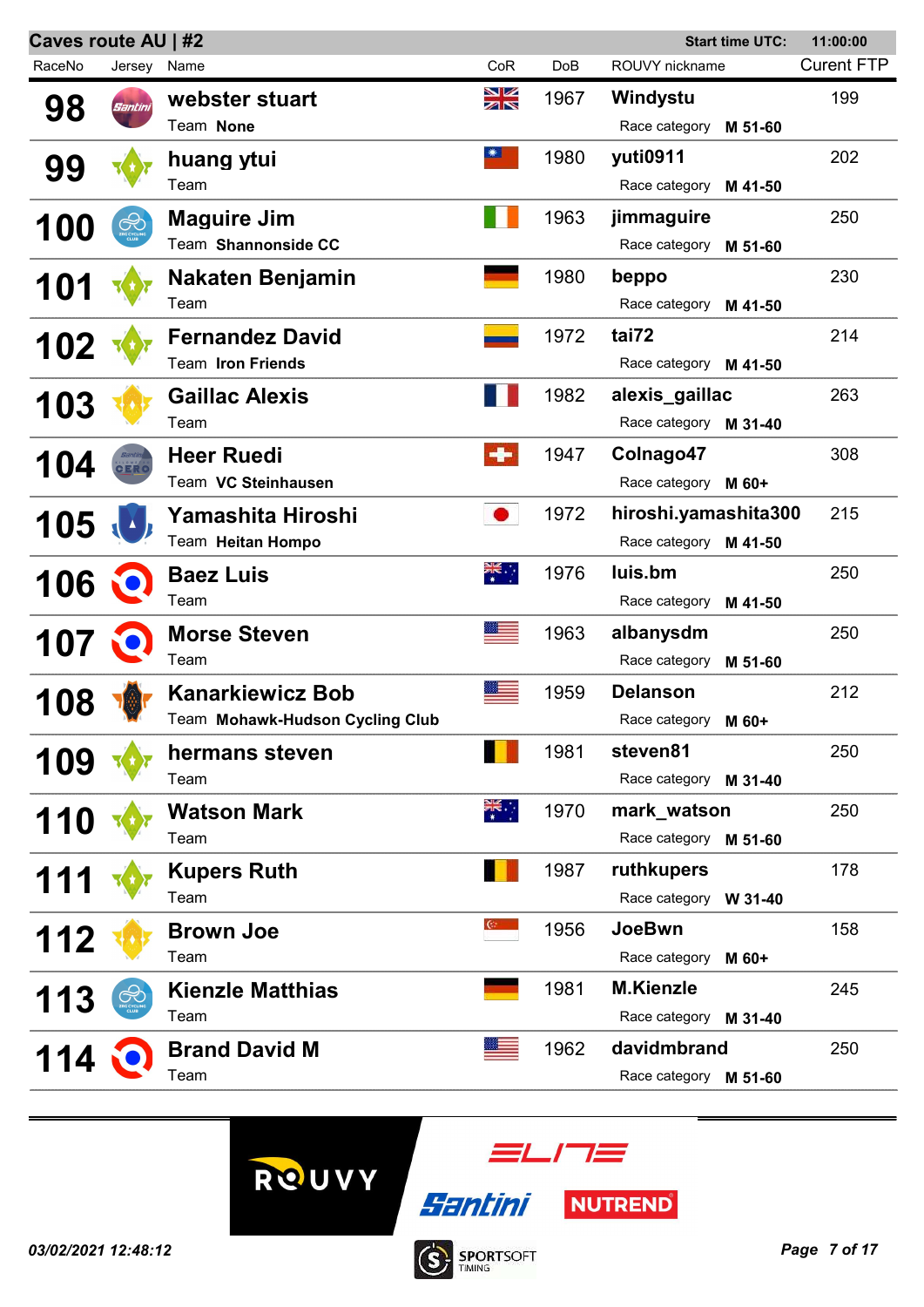## Caves route AU | #2

**Start time UTC:** 11:00:00

| RaceNo | Jersey | Name | CoR | DoB | ROUVY nickname | Race category | Curent FTP |
|---|---|---|---|---|---|---|---|
| 98 | | **webster stuart**<br>Team **None** | | 1967 | **Windystu** | **M 51-60** | 199 |
| 99 | | **huang ytui**<br>Team | | 1980 | **yuti0911** | **M 41-50** | 202 |
| 100 | | **Maguire Jim**<br>Team **Shannonside CC** | | 1963 | **jimmaguire** | **M 51-60** | 250 |
| 101 | | **Nakaten Benjamin**<br>Team | | 1980 | **beppo** | **M 41-50** | 230 |
| 102 | | **Fernandez David**<br>Team **Iron Friends** | | 1972 | **tai72** | **M 41-50** | 214 |
| 103 | | **Gaillac Alexis**<br>Team | | 1982 | **alexis_gaillac** | **M 31-40** | 263 |
| 104 | | **Heer Ruedi**<br>Team **VC Steinhausen** | | 1947 | **Colnago47** | **M 60+** | 308 |
| 105 | | **Yamashita Hiroshi**<br>Team **Heitan Hompo** | | 1972 | **hiroshi.yamashita300** | **M 41-50** | 215 |
| 106 | | **Baez Luis**<br>Team | | 1976 | **luis.bm** | **M 41-50** | 250 |
| 107 | | **Morse Steven**<br>Team | | 1963 | **albanysdm** | **M 51-60** | 250 |
| 108 | | **Kanarkiewicz Bob**<br>Team **Mohawk-Hudson Cycling Club** | | 1959 | **Delanson** | **M 60+** | 212 |
| 109 | | **hermans steven**<br>Team | | 1981 | **steven81** | **M 31-40** | 250 |
| 110 | | **Watson Mark**<br>Team | | 1970 | **mark_watson** | **M 51-60** | 250 |
| 111 | | **Kupers Ruth**<br>Team | | 1987 | **ruthkupers** | **W 31-40** | 178 |
| 112 | | **Brown Joe**<br>Team | | 1956 | **JoeBwn** | **M 60+** | 158 |
| 113 | | **Kienzle Matthias**<br>Team | | 1981 | **M.Kienzle** | **M 31-40** | 245 |
| 114 | | **Brand David M**<br>Team | | 1962 | **davidmbrand** | **M 51-60** | 250 |

ROUVY | ELITE | Santini | NUTREND | SPORTSOFT TIMING

*03/02/2021 12:48:12*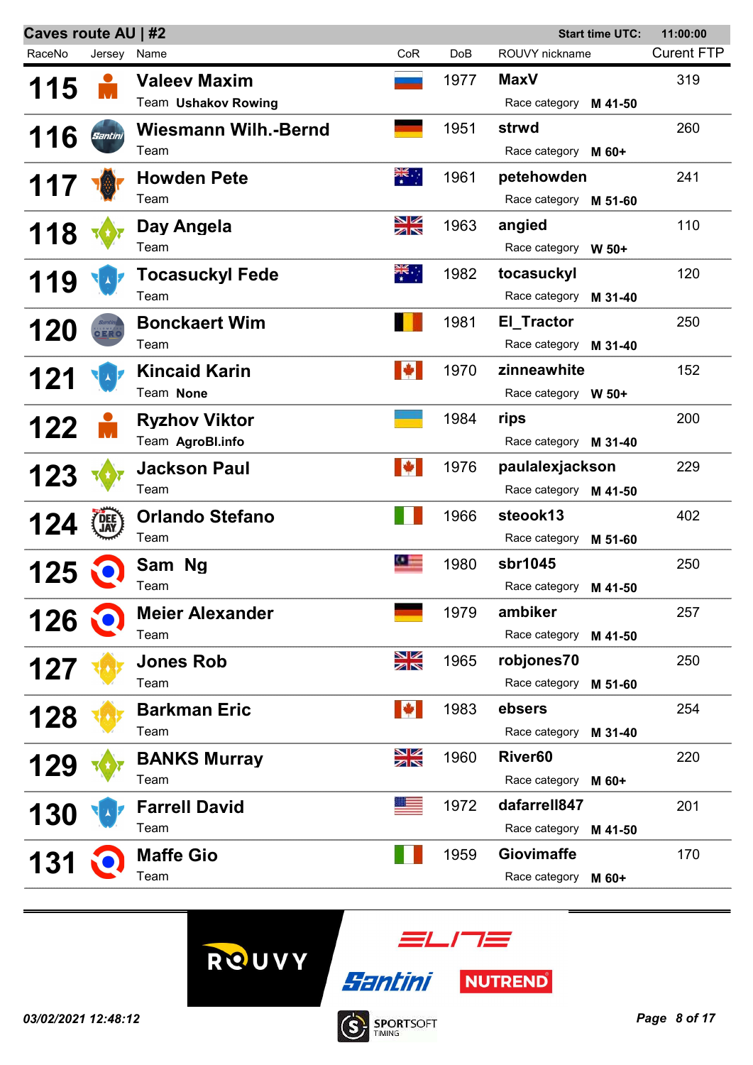**Caves route AU | #2** **Start time UTC: 11:00:00**

| RaceNo | Jersey | Name | CoR | DoB | ROUVY nickname | Race category | Curent FTP |
|---|---|---|---|---|---|---|---|
| 115 | | **Valeev Maxim** Team **Ushakov Rowing** | | 1977 | **MaxV** | **M 41-50** | 319 |
| 116 | | **Wiesmann Wilh.-Bernd** Team | | 1951 | **strwd** | **M 60+** | 260 |
| 117 | | **Howden Pete** Team | | 1961 | **petehowden** | **M 51-60** | 241 |
| 118 | | **Day Angela** Team | | 1963 | **angied** | **W 50+** | 110 |
| 119 | | **Tocasuckyl Fede** Team | | 1982 | **tocasuckyl** | **M 31-40** | 120 |
| 120 | | **Bonckaert Wim** Team | | 1981 | **El_Tractor** | **M 31-40** | 250 |
| 121 | | **Kincaid Karin** Team **None** | | 1970 | **zinneawhite** | **W 50+** | 152 |
| 122 | | **Ryzhov Viktor** Team **AgroBl.info** | | 1984 | **rips** | **M 31-40** | 200 |
| 123 | | **Jackson Paul** Team | | 1976 | **paulalexjackson** | **M 41-50** | 229 |
| 124 | | **Orlando Stefano** Team | | 1966 | **steook13** | **M 51-60** | 402 |
| 125 | | **Sam Ng** Team | | 1980 | **sbr1045** | **M 41-50** | 250 |
| 126 | | **Meier Alexander** Team | | 1979 | **ambiker** | **M 41-50** | 257 |
| 127 | | **Jones Rob** Team | | 1965 | **robjones70** | **M 51-60** | 250 |
| 128 | | **Barkman Eric** Team | | 1983 | **ebsers** | **M 31-40** | 254 |
| 129 | | **BANKS Murray** Team | | 1960 | **River60** | **M 60+** | 220 |
| 130 | | **Farrell David** Team | | 1972 | **dafarrell847** | **M 41-50** | 201 |
| 131 | | **Maffe Gio** Team | | 1959 | **Giovimaffe** | **M 60+** | 170 |

*03/02/2021 12:48:12*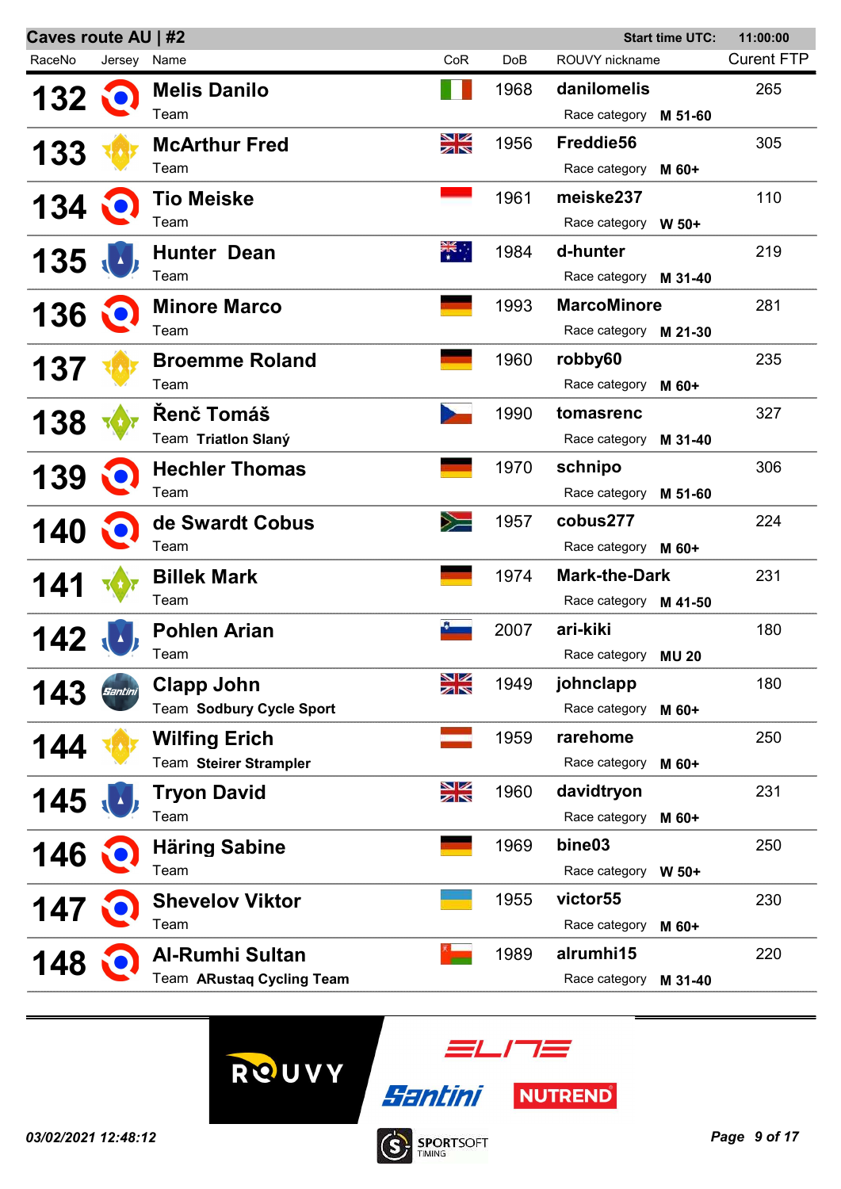**Caves route AU | #2** Start time UTC: 11:00:00

| RaceNo | Jersey | Name | CoR | DoB | ROUVY nickname | Curent FTP |
|---|---|---|---|---|---|---|
| **132** | | **Melis Danilo**<br>Team | | 1968 | **danilomelis**<br>Race category **M 51-60** | 265 |
| **133** | | **McArthur Fred**<br>Team | | 1956 | **Freddie56**<br>Race category **M 60+** | 305 |
| **134** | | **Tio Meiske**<br>Team | | 1961 | **meiske237**<br>Race category **W 50+** | 110 |
| **135** | | **Hunter Dean**<br>Team | | 1984 | **d-hunter**<br>Race category **M 31-40** | 219 |
| **136** | | **Minore Marco**<br>Team | | 1993 | **MarcoMinore**<br>Race category **M 21-30** | 281 |
| **137** | | **Broemme Roland**<br>Team | | 1960 | **robby60**<br>Race category **M 60+** | 235 |
| **138** | | **Řenč Tomáš**<br>Team **Triatlon Slaný** | | 1990 | **tomasrenc**<br>Race category **M 31-40** | 327 |
| **139** | | **Hechler Thomas**<br>Team | | 1970 | **schnipo**<br>Race category **M 51-60** | 306 |
| **140** | | **de Swardt Cobus**<br>Team | | 1957 | **cobus277**<br>Race category **M 60+** | 224 |
| **141** | | **Billek Mark**<br>Team | | 1974 | **Mark-the-Dark**<br>Race category **M 41-50** | 231 |
| **142** | | **Pohlen Arian**<br>Team | | 2007 | **ari-kiki**<br>Race category **MU 20** | 180 |
| **143** | | **Clapp John**<br>Team **Sodbury Cycle Sport** | | 1949 | **johnclapp**<br>Race category **M 60+** | 180 |
| **144** | | **Wilfing Erich**<br>Team **Steirer Strampler** | | 1959 | **rarehome**<br>Race category **M 60+** | 250 |
| **145** | | **Tryon David**<br>Team | | 1960 | **davidtryon**<br>Race category **M 60+** | 231 |
| **146** | | **Häring Sabine**<br>Team | | 1969 | **bine03**<br>Race category **W 50+** | 250 |
| **147** | | **Shevelov Viktor**<br>Team | | 1955 | **victor55**<br>Race category **M 60+** | 230 |
| **148** | | **Al-Rumhi Sultan**<br>Team **ARustaq Cycling Team** | | 1989 | **alrumhi15**<br>Race category **M 31-40** | 220 |

*03/02/2021 12:48:12*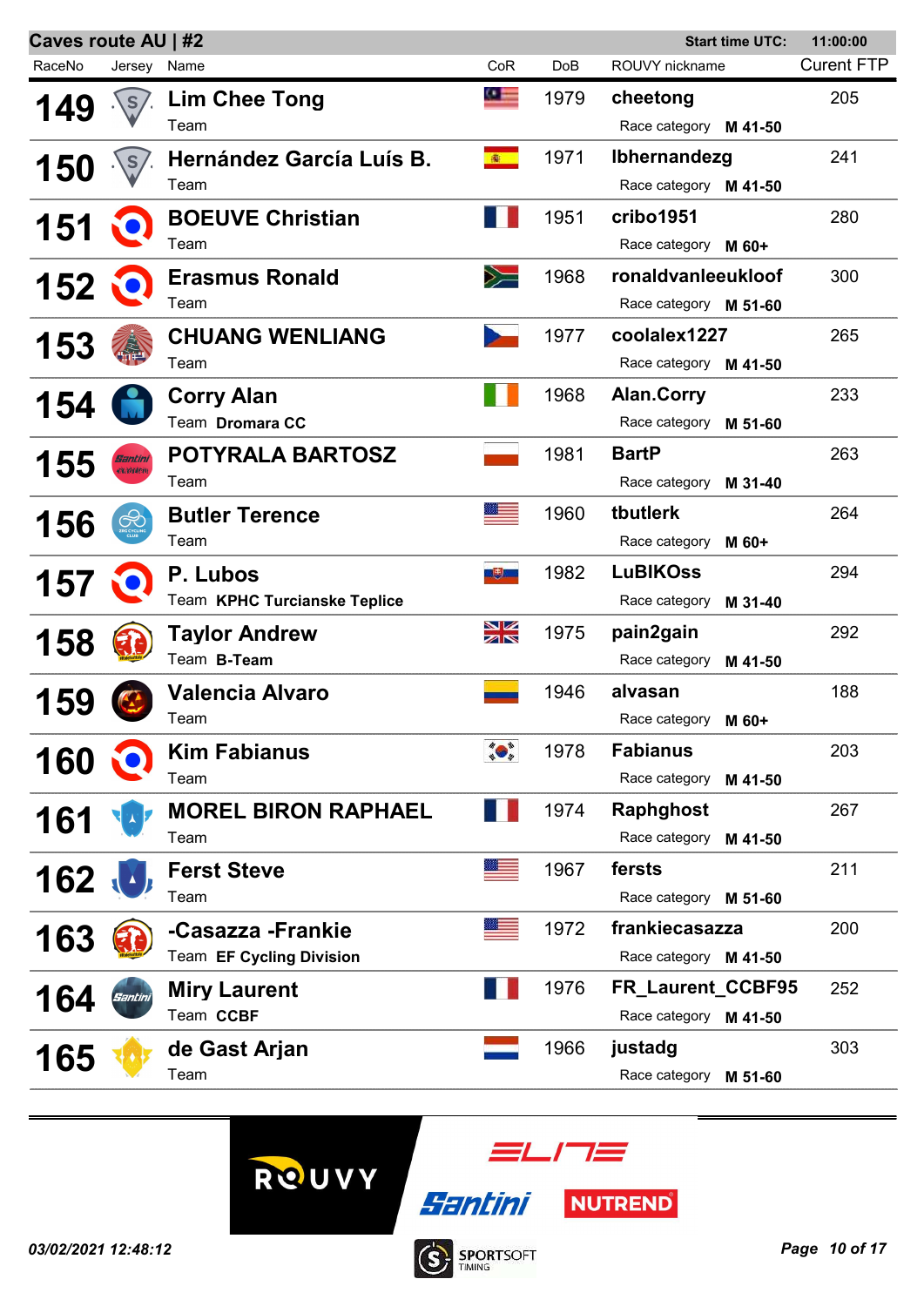## Caves route AU | #2

Start time UTC: 11:00:00

| RaceNo | Jersey | Name | Team | CoR | DoB | ROUVY nickname | Race category | Curent FTP |
|---|---|---|---|---|---|---|---|---|
| 149 | | Lim Chee Tong | | | 1979 | cheetong | M 41-50 | 205 |
| 150 | | Hernández García Luís B. | | | 1971 | lbhernandezg | M 41-50 | 241 |
| 151 | | BOEUVE Christian | | | 1951 | cribo1951 | M 60+ | 280 |
| 152 | | Erasmus Ronald | | | 1968 | ronaldvanleeukloof | M 51-60 | 300 |
| 153 | | CHUANG WENLIANG | | | 1977 | coolalex1227 | M 41-50 | 265 |
| 154 | | Corry Alan | Dromara CC | | 1968 | Alan.Corry | M 51-60 | 233 |
| 155 | | POTYRALA BARTOSZ | | | 1981 | BartP | M 31-40 | 263 |
| 156 | | Butler Terence | | | 1960 | tbutlerk | M 60+ | 264 |
| 157 | | P. Lubos | KPHC Turcianske Teplice | | 1982 | LuBIKOss | M 31-40 | 294 |
| 158 | | Taylor Andrew | B-Team | | 1975 | pain2gain | M 41-50 | 292 |
| 159 | | Valencia Alvaro | | | 1946 | alvasan | M 60+ | 188 |
| 160 | | Kim Fabianus | | | 1978 | Fabianus | M 41-50 | 203 |
| 161 | | MOREL BIRON RAPHAEL | | | 1974 | Raphghost | M 41-50 | 267 |
| 162 | | Ferst Steve | | | 1967 | fersts | M 51-60 | 211 |
| 163 | | -Casazza -Frankie | EF Cycling Division | | 1972 | frankiecasazza | M 41-50 | 200 |
| 164 | | Miry Laurent | CCBF | | 1976 | FR_Laurent_CCBF95 | M 41-50 | 252 |
| 165 | | de Gast Arjan | | | 1966 | justadg | M 51-60 | 303 |

03/02/2021 12:48:12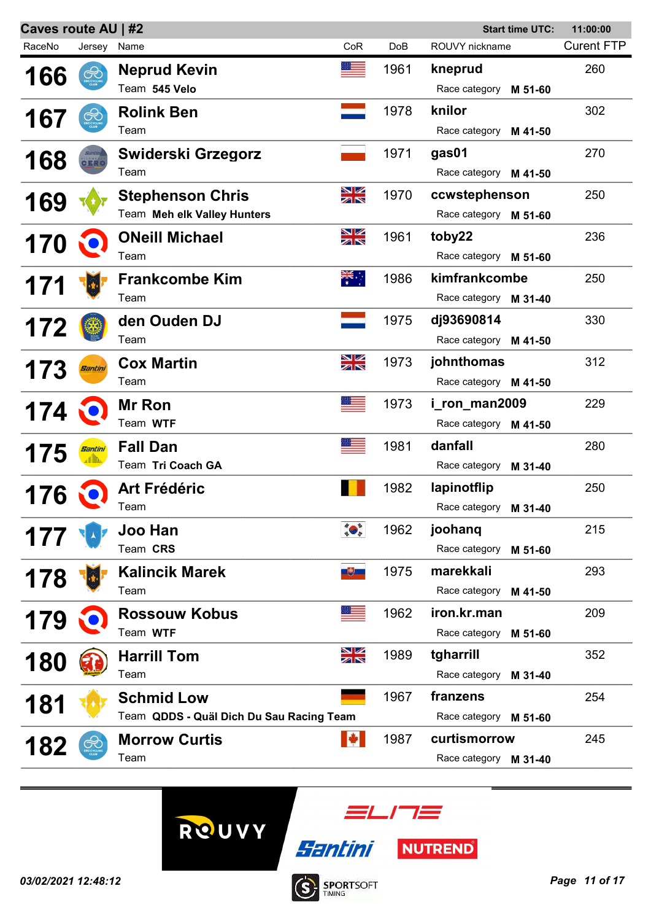## Caves route AU | #2

Start time UTC: 11:00:00

| RaceNo | Jersey | Name | CoR | DoB | ROUVY nickname | Curent FTP |
|---|---|---|---|---|---|---|
| 166 | | Neprud Kevin<br>Team 545 Velo | | 1961 | kneprud<br>Race category M 51-60 | 260 |
| 167 | | Rolink Ben<br>Team | | 1978 | knilor<br>Race category M 41-50 | 302 |
| 168 | | Swiderski Grzegorz<br>Team | | 1971 | gas01<br>Race category M 41-50 | 270 |
| 169 | | Stephenson Chris<br>Team Meh elk Valley Hunters | | 1970 | ccwstephenson<br>Race category M 51-60 | 250 |
| 170 | | ONeill Michael<br>Team | | 1961 | toby22<br>Race category M 51-60 | 236 |
| 171 | | Frankcombe Kim<br>Team | | 1986 | kimfrankcombe<br>Race category M 31-40 | 250 |
| 172 | | den Ouden DJ<br>Team | | 1975 | dj93690814<br>Race category M 41-50 | 330 |
| 173 | | Cox Martin<br>Team | | 1973 | johnthomas<br>Race category M 41-50 | 312 |
| 174 | | Mr Ron<br>Team WTF | | 1973 | i_ron_man2009<br>Race category M 41-50 | 229 |
| 175 | | Fall Dan<br>Team Tri Coach GA | | 1981 | danfall<br>Race category M 31-40 | 280 |
| 176 | | Art Frédéric<br>Team | | 1982 | lapinotflip<br>Race category M 31-40 | 250 |
| 177 | | Joo Han<br>Team CRS | | 1962 | joohanq<br>Race category M 51-60 | 215 |
| 178 | | Kalincik Marek<br>Team | | 1975 | marekkali<br>Race category M 41-50 | 293 |
| 179 | | Rossouw Kobus<br>Team WTF | | 1962 | iron.kr.man<br>Race category M 51-60 | 209 |
| 180 | | Harrill Tom<br>Team | | 1989 | tgharrill<br>Race category M 31-40 | 352 |
| 181 | | Schmid Low<br>Team QDDS - Quäl Dich Du Sau Racing Team | | 1967 | franzens<br>Race category M 51-60 | 254 |
| 182 | | Morrow Curtis<br>Team | | 1987 | curtismorrow<br>Race category M 31-40 | 245 |

*03/02/2021 12:48:12*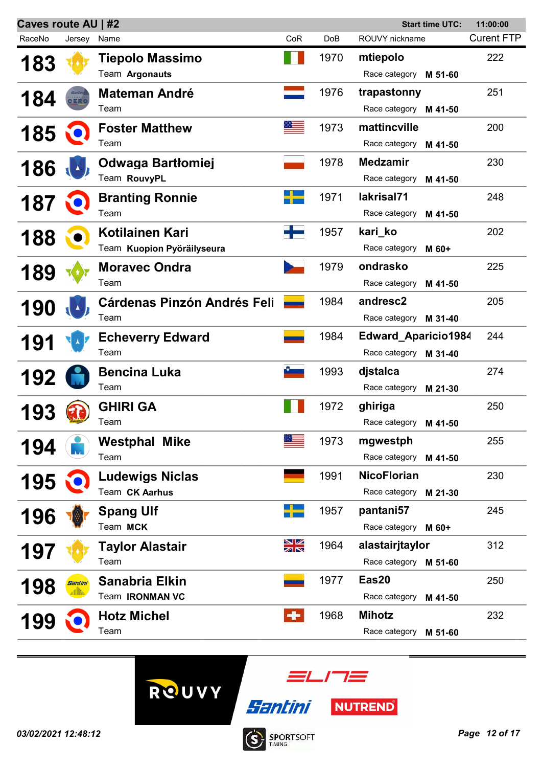## Caves route AU | #2

Start time UTC: 11:00:00

| RaceNo | Jersey | Name | CoR | DoB | ROUVY nickname | Curent FTP |
|---|---|---|---|---|---|---|
| 183 | | Tiepolo Massimo<br>Team **Argonauts** | | 1970 | **mtiepolo**<br>Race category **M 51-60** | 222 |
| 184 | | Mateman André<br>Team | | 1976 | **trapastonny**<br>Race category **M 41-50** | 251 |
| 185 | | Foster Matthew<br>Team | | 1973 | **mattincville**<br>Race category **M 41-50** | 200 |
| 186 | | Odwaga Bartłomiej<br>Team **RouvyPL** | | 1978 | **Medzamir**<br>Race category **M 41-50** | 230 |
| 187 | | Branting Ronnie<br>Team | | 1971 | **lakrisal71**<br>Race category **M 41-50** | 248 |
| 188 | | Kotilainen Kari<br>Team **Kuopion Pyöräilyseura** | | 1957 | **kari_ko**<br>Race category **M 60+** | 202 |
| 189 | | Moravec Ondra<br>Team | | 1979 | **ondrasko**<br>Race category **M 41-50** | 225 |
| 190 | | Cárdenas Pinzón Andrés Feli<br>Team | | 1984 | **andresc2**<br>Race category **M 31-40** | 205 |
| 191 | | Echeverry Edward<br>Team | | 1984 | **Edward_Aparicio1984**<br>Race category **M 31-40** | 244 |
| 192 | | Bencina Luka<br>Team | | 1993 | **djstalca**<br>Race category **M 21-30** | 274 |
| 193 | | GHIRI GA<br>Team | | 1972 | **ghiriga**<br>Race category **M 41-50** | 250 |
| 194 | | Westphal Mike<br>Team | | 1973 | **mgwestph**<br>Race category **M 41-50** | 255 |
| 195 | | Ludewigs Niclas<br>Team **CK Aarhus** | | 1991 | **NicoFlorian**<br>Race category **M 21-30** | 230 |
| 196 | | Spang Ulf<br>Team **MCK** | | 1957 | **pantani57**<br>Race category **M 60+** | 245 |
| 197 | | Taylor Alastair<br>Team | | 1964 | **alastairjtaylor**<br>Race category **M 51-60** | 312 |
| 198 | | Sanabria Elkin<br>Team **IRONMAN VC** | | 1977 | **Eas20**<br>Race category **M 41-50** | 250 |
| 199 | | Hotz Michel<br>Team | | 1968 | **Mihotz**<br>Race category **M 51-60** | 232 |

*03/02/2021 12:48:12*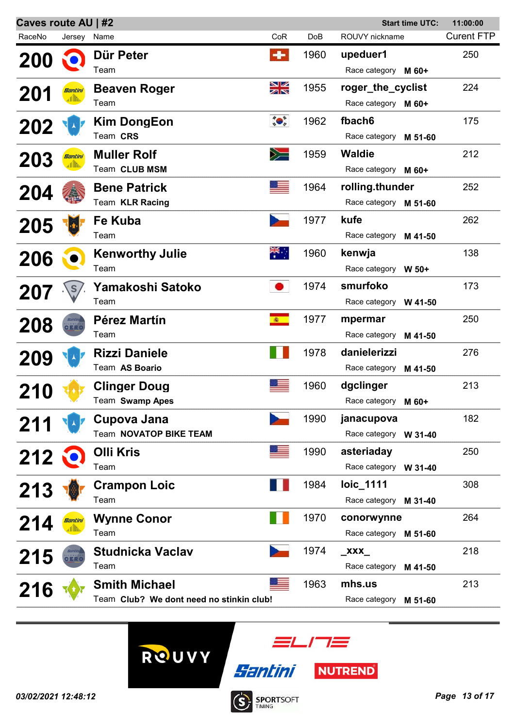## Caves route AU | #2

Start time UTC: 11:00:00

| RaceNo | Jersey | Name | CoR | DoB | ROUVY nickname | Curent FTP |
|---|---|---|---|---|---|---|
| 200 | | Dür Peter<br>Team | | 1960 | upeduer1<br>Race category **M 60+** | 250 |
| 201 | | Beaven Roger<br>Team | | 1955 | roger_the_cyclist<br>Race category **M 60+** | 224 |
| 202 | | Kim DongEon<br>Team **CRS** | | 1962 | fbach6<br>Race category **M 51-60** | 175 |
| 203 | | Muller Rolf<br>Team **CLUB MSM** | | 1959 | Waldie<br>Race category **M 60+** | 212 |
| 204 | | Bene Patrick<br>Team **KLR Racing** | | 1964 | rolling.thunder<br>Race category **M 51-60** | 252 |
| 205 | | Fe Kuba<br>Team | | 1977 | kufe<br>Race category **M 41-50** | 262 |
| 206 | | Kenworthy Julie<br>Team | | 1960 | kenwja<br>Race category **W 50+** | 138 |
| 207 | | Yamakoshi Satoko<br>Team | | 1974 | smurfoko<br>Race category **W 41-50** | 173 |
| 208 | | Pérez Martín<br>Team | | 1977 | mpermar<br>Race category **M 41-50** | 250 |
| 209 | | Rizzi Daniele<br>Team **AS Boario** | | 1978 | danielerizzi<br>Race category **M 41-50** | 276 |
| 210 | | Clinger Doug<br>Team **Swamp Apes** | | 1960 | dgclinger<br>Race category **M 60+** | 213 |
| 211 | | Cupova Jana<br>Team **NOVATOP BIKE TEAM** | | 1990 | janacupova<br>Race category **W 31-40** | 182 |
| 212 | | Olli Kris<br>Team | | 1990 | asteriaday<br>Race category **W 31-40** | 250 |
| 213 | | Crampon Loic<br>Team | | 1984 | loic_1111<br>Race category **M 31-40** | 308 |
| 214 | | Wynne Conor<br>Team | | 1970 | conorwynne<br>Race category **M 51-60** | 264 |
| 215 | | Studnicka Vaclav<br>Team | | 1974 | _xxx_<br>Race category **M 41-50** | 218 |
| 216 | | Smith Michael<br>Team **Club? We dont need no stinkin club!** | | 1963 | mhs.us<br>Race category **M 51-60** | 213 |

*03/02/2021 12:48:12*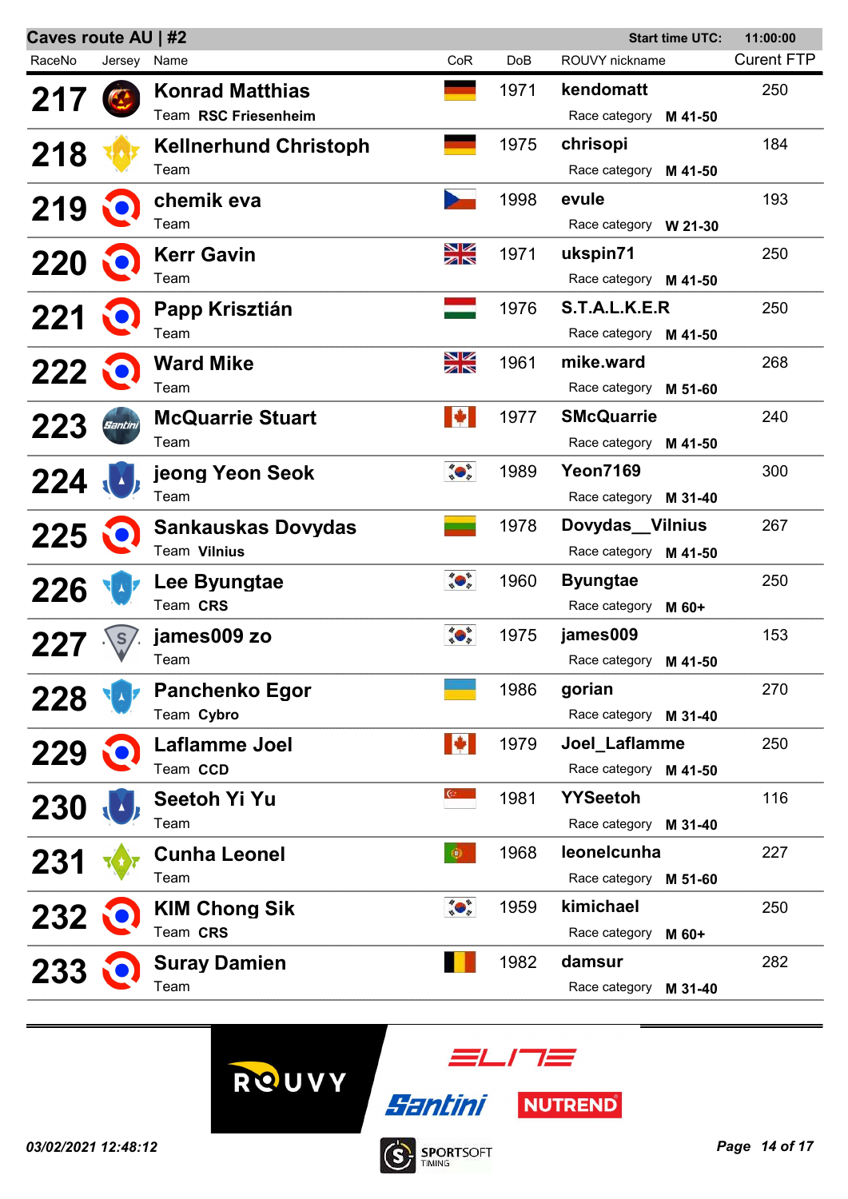## Caves route AU | #2

Start time UTC: 11:00:00

| RaceNo | Jersey | Name | CoR | DoB | ROUVY nickname | Curent FTP |
|---|---|---|---|---|---|---|
| 217 | | Konrad Matthias<br>Team **RSC Friesenheim** | | 1971 | kendomatt<br>Race category **M 41-50** | 250 |
| 218 | | Kellnerhund Christoph<br>Team | | 1975 | chrisopi<br>Race category **M 41-50** | 184 |
| 219 | | chemik eva<br>Team | | 1998 | evule<br>Race category **W 21-30** | 193 |
| 220 | | Kerr Gavin<br>Team | | 1971 | ukspin71<br>Race category **M 41-50** | 250 |
| 221 | | Papp Krisztián<br>Team | | 1976 | S.T.A.L.K.E.R<br>Race category **M 41-50** | 250 |
| 222 | | Ward Mike<br>Team | | 1961 | mike.ward<br>Race category **M 51-60** | 268 |
| 223 | | McQuarrie Stuart<br>Team | | 1977 | SMcQuarrie<br>Race category **M 41-50** | 240 |
| 224 | | jeong Yeon Seok<br>Team | | 1989 | Yeon7169<br>Race category **M 31-40** | 300 |
| 225 | | Sankauskas Dovydas<br>Team **Vilnius** | | 1978 | Dovydas__Vilnius<br>Race category **M 41-50** | 267 |
| 226 | | Lee Byungtae<br>Team **CRS** | | 1960 | Byungtae<br>Race category **M 60+** | 250 |
| 227 | | james009 zo<br>Team | | 1975 | james009<br>Race category **M 41-50** | 153 |
| 228 | | Panchenko Egor<br>Team **Cybro** | | 1986 | gorian<br>Race category **M 31-40** | 270 |
| 229 | | Laflamme Joel<br>Team **CCD** | | 1979 | Joel_Laflamme<br>Race category **M 41-50** | 250 |
| 230 | | Seetoh Yi Yu<br>Team | | 1981 | YYSeetoh<br>Race category **M 31-40** | 116 |
| 231 | | Cunha Leonel<br>Team | | 1968 | leonelcunha<br>Race category **M 51-60** | 227 |
| 232 | | KIM Chong Sik<br>Team **CRS** | | 1959 | kimichael<br>Race category **M 60+** | 250 |
| 233 | | Suray Damien<br>Team | | 1982 | damsur<br>Race category **M 31-40** | 282 |

*03/02/2021 12:48:12*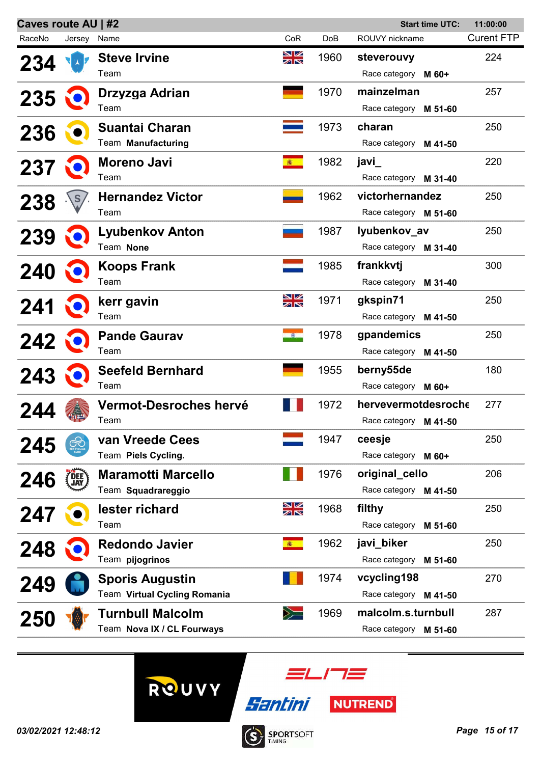**Caves route AU | #2** Start time UTC: 11:00:00

| RaceNo | Jersey | Name | CoR | DoB | ROUVY nickname | Curent FTP |
|---|---|---|---|---|---|---|
| **234** | | **Steve Irvine**<br>Team | | 1960 | **steverouvy**<br>Race category **M 60+** | 224 |
| **235** | | **Drzyzga Adrian**<br>Team | | 1970 | **mainzelman**<br>Race category **M 51-60** | 257 |
| **236** | | **Suantai Charan**<br>Team **Manufacturing** | | 1973 | **charan**<br>Race category **M 41-50** | 250 |
| **237** | | **Moreno Javi**<br>Team | | 1982 | **javi_**<br>Race category **M 31-40** | 220 |
| **238** | | **Hernandez Victor**<br>Team | | 1962 | **victorhernandez**<br>Race category **M 51-60** | 250 |
| **239** | | **Lyubenkov Anton**<br>Team **None** | | 1987 | **lyubenkov_av**<br>Race category **M 31-40** | 250 |
| **240** | | **Koops Frank**<br>Team | | 1985 | **frankkvtj**<br>Race category **M 31-40** | 300 |
| **241** | | **kerr gavin**<br>Team | | 1971 | **gkspin71**<br>Race category **M 41-50** | 250 |
| **242** | | **Pande Gaurav**<br>Team | | 1978 | **gpandemics**<br>Race category **M 41-50** | 250 |
| **243** | | **Seefeld Bernhard**<br>Team | | 1955 | **berny55de**<br>Race category **M 60+** | 180 |
| **244** | | **Vermot-Desroches hervé**<br>Team | | 1972 | **hervevermotdesroche**<br>Race category **M 41-50** | 277 |
| **245** | | **van Vreede Cees**<br>Team **Piels Cycling.** | | 1947 | **ceesje**<br>Race category **M 60+** | 250 |
| **246** | | **Maramotti Marcello**<br>Team **Squadrareggio** | | 1976 | **original_cello**<br>Race category **M 41-50** | 206 |
| **247** | | **lester richard**<br>Team | | 1968 | **filthy**<br>Race category **M 51-60** | 250 |
| **248** | | **Redondo Javier**<br>Team **pijogrinos** | | 1962 | **javi_biker**<br>Race category **M 51-60** | 250 |
| **249** | | **Sporis Augustin**<br>Team **Virtual Cycling Romania** | | 1974 | **vcycling198**<br>Race category **M 41-50** | 270 |
| **250** | | **Turnbull Malcolm**<br>Team **Nova IX / CL Fourways** | | 1969 | **malcolm.s.turnbull**<br>Race category **M 51-60** | 287 |

*03/02/2021 12:48:12*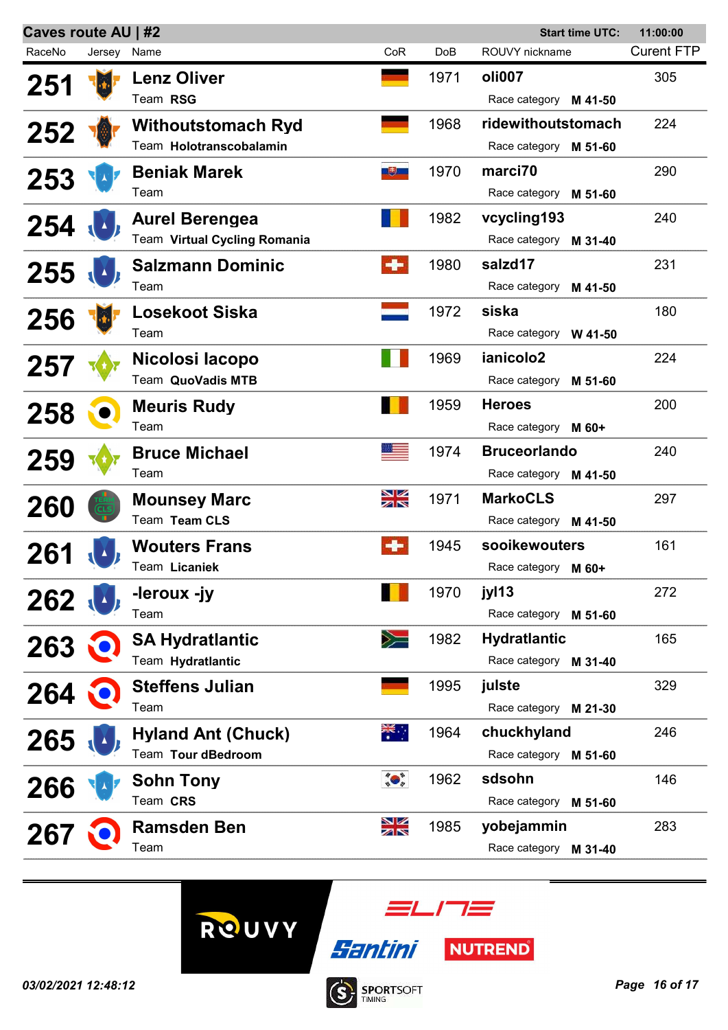## Caves route AU | #2

**Start time UTC:** 11:00:00

| RaceNo | Jersey | Name | CoR | DoB | ROUVY nickname | Race category | Curent FTP |
|---|---|---|---|---|---|---|---|
| 251 | | **Lenz Oliver**<br>Team **RSG** | | 1971 | **oli007** | **M 41-50** | 305 |
| 252 | | **Withoutstomach Ryd**<br>Team **Holotranscobalamin** | | 1968 | **ridewithoutstomach** | **M 51-60** | 224 |
| 253 | | **Beniak Marek**<br>Team | | 1970 | **marci70** | **M 51-60** | 290 |
| 254 | | **Aurel Berengea**<br>Team **Virtual Cycling Romania** | | 1982 | **vcycling193** | **M 31-40** | 240 |
| 255 | | **Salzmann Dominic**<br>Team | | 1980 | **salzd17** | **M 41-50** | 231 |
| 256 | | **Losekoot Siska**<br>Team | | 1972 | **siska** | **W 41-50** | 180 |
| 257 | | **Nicolosi Iacopo**<br>Team **QuoVadis MTB** | | 1969 | **ianicolo2** | **M 51-60** | 224 |
| 258 | | **Meuris Rudy**<br>Team | | 1959 | **Heroes** | **M 60+** | 200 |
| 259 | | **Bruce Michael**<br>Team | | 1974 | **Bruceorlando** | **M 41-50** | 240 |
| 260 | | **Mounsey Marc**<br>Team **Team CLS** | | 1971 | **MarkoCLS** | **M 41-50** | 297 |
| 261 | | **Wouters Frans**<br>Team **Licaniek** | | 1945 | **sooikewouters** | **M 60+** | 161 |
| 262 | | **-leroux -jy**<br>Team | | 1970 | **jyl13** | **M 51-60** | 272 |
| 263 | | **SA Hydratlantic**<br>Team **Hydratlantic** | | 1982 | **Hydratlantic** | **M 31-40** | 165 |
| 264 | | **Steffens Julian**<br>Team | | 1995 | **julste** | **M 21-30** | 329 |
| 265 | | **Hyland Ant (Chuck)**<br>Team **Tour dBedroom** | | 1964 | **chuckhyland** | **M 51-60** | 246 |
| 266 | | **Sohn Tony**<br>Team **CRS** | | 1962 | **sdsohn** | **M 51-60** | 146 |
| 267 | | **Ramsden Ben**<br>Team | | 1985 | **yobejammin** | **M 31-40** | 283 |

*03/02/2021 12:48:12*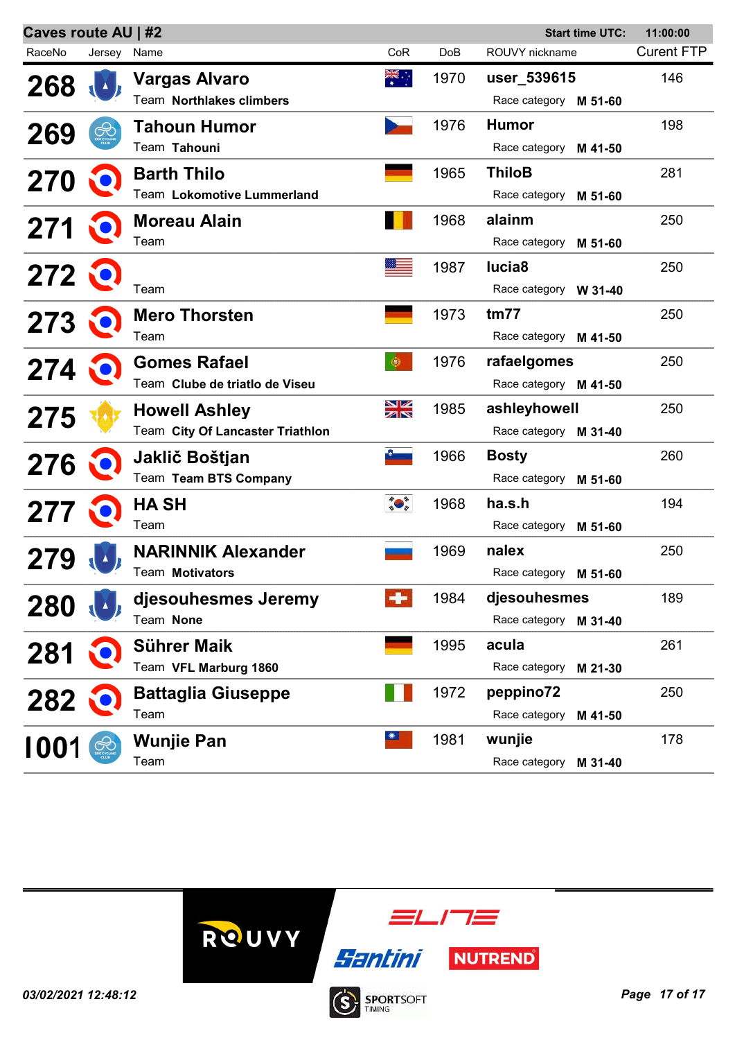## Caves route AU | #2

**Start time UTC:** 11:00:00

| RaceNo | Jersey | Name | CoR | DoB | ROUVY nickname | Curent FTP |
|---|---|---|---|---|---|---|
| **268** | | **Vargas Alvaro**<br>Team **Northlakes climbers** | | 1970 | **user_539615**<br>Race category **M 51-60** | 146 |
| **269** | | **Tahoun Humor**<br>Team **Tahouni** | | 1976 | **Humor**<br>Race category **M 41-50** | 198 |
| **270** | | **Barth Thilo**<br>Team **Lokomotive Lummerland** | | 1965 | **ThiloB**<br>Race category **M 51-60** | 281 |
| **271** | | **Moreau Alain**<br>Team | | 1968 | **alainm**<br>Race category **M 51-60** | 250 |
| **272** | | Team | | 1987 | **lucia8**<br>Race category **W 31-40** | 250 |
| **273** | | **Mero Thorsten**<br>Team | | 1973 | **tm77**<br>Race category **M 41-50** | 250 |
| **274** | | **Gomes Rafael**<br>Team **Clube de triatlo de Viseu** | | 1976 | **rafaelgomes**<br>Race category **M 41-50** | 250 |
| **275** | | **Howell Ashley**<br>Team **City Of Lancaster Triathlon** | | 1985 | **ashleyhowell**<br>Race category **M 31-40** | 250 |
| **276** | | **Jaklič Boštjan**<br>Team **Team BTS Company** | | 1966 | **Bosty**<br>Race category **M 51-60** | 260 |
| **277** | | **HA SH**<br>Team | | 1968 | **ha.s.h**<br>Race category **M 51-60** | 194 |
| **279** | | **NARINNIK Alexander**<br>Team **Motivators** | | 1969 | **nalex**<br>Race category **M 51-60** | 250 |
| **280** | | **djesouhesmes Jeremy**<br>Team **None** | | 1984 | **djesouhesmes**<br>Race category **M 31-40** | 189 |
| **281** | | **Sührer Maik**<br>Team **VFL Marburg 1860** | | 1995 | **acula**<br>Race category **M 21-30** | 261 |
| **282** | | **Battaglia Giuseppe**<br>Team | | 1972 | **peppino72**<br>Race category **M 41-50** | 250 |
| **1001** | | **Wunjie Pan**<br>Team | | 1981 | **wunjie**<br>Race category **M 31-40** | 178 |

*03/02/2021 12:48:12*